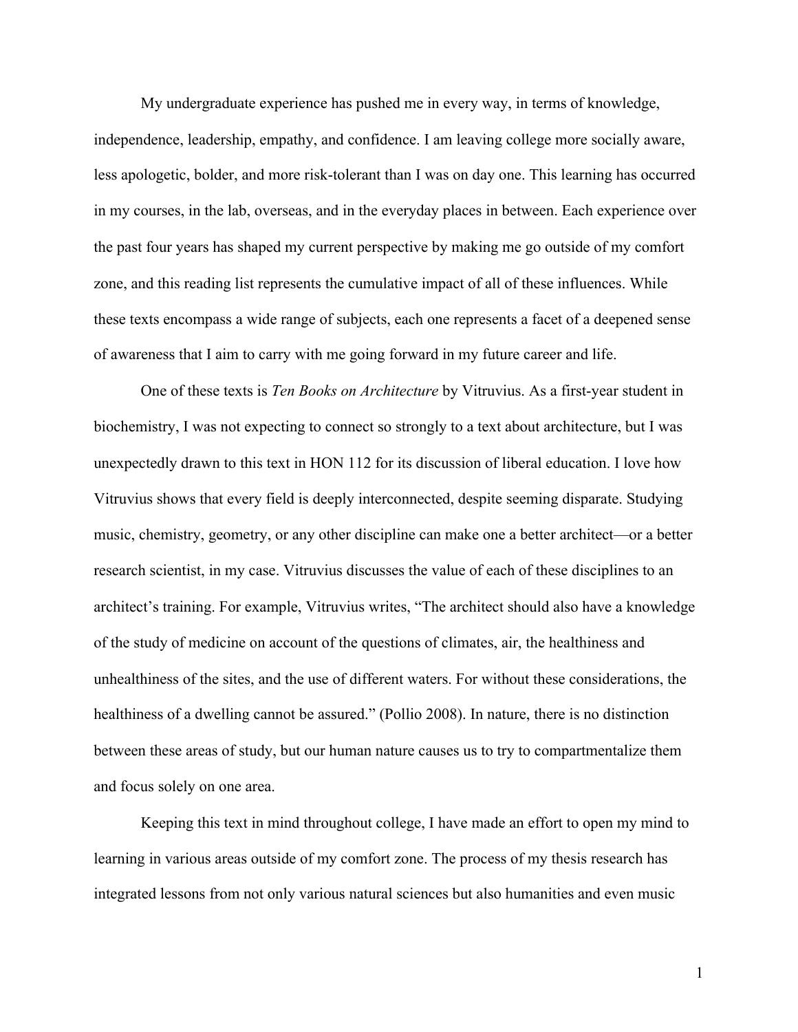My undergraduate experience has pushed me in every way, in terms of knowledge, independence, leadership, empathy, and confidence. I am leaving college more socially aware, less apologetic, bolder, and more risk-tolerant than I was on day one. This learning has occurred in my courses, in the lab, overseas, and in the everyday places in between. Each experience over the past four years has shaped my current perspective by making me go outside of my comfort zone, and this reading list represents the cumulative impact of all of these influences. While these texts encompass a wide range of subjects, each one represents a facet of a deepened sense of awareness that I aim to carry with me going forward in my future career and life.

One of these texts is *Ten Books on Architecture* by Vitruvius. As a first-year student in biochemistry, I was not expecting to connect so strongly to a text about architecture, but I was unexpectedly drawn to this text in HON 112 for its discussion of liberal education. I love how Vitruvius shows that every field is deeply interconnected, despite seeming disparate. Studying music, chemistry, geometry, or any other discipline can make one a better architect—or a better research scientist, in my case. Vitruvius discusses the value of each of these disciplines to an architect's training. For example, Vitruvius writes, "The architect should also have a knowledge of the study of medicine on account of the questions of climates, air, the healthiness and unhealthiness of the sites, and the use of different waters. For without these considerations, the healthiness of a dwelling cannot be assured." (Pollio 2008). In nature, there is no distinction between these areas of study, but our human nature causes us to try to compartmentalize them and focus solely on one area.

Keeping this text in mind throughout college, I have made an effort to open my mind to learning in various areas outside of my comfort zone. The process of my thesis research has integrated lessons from not only various natural sciences but also humanities and even music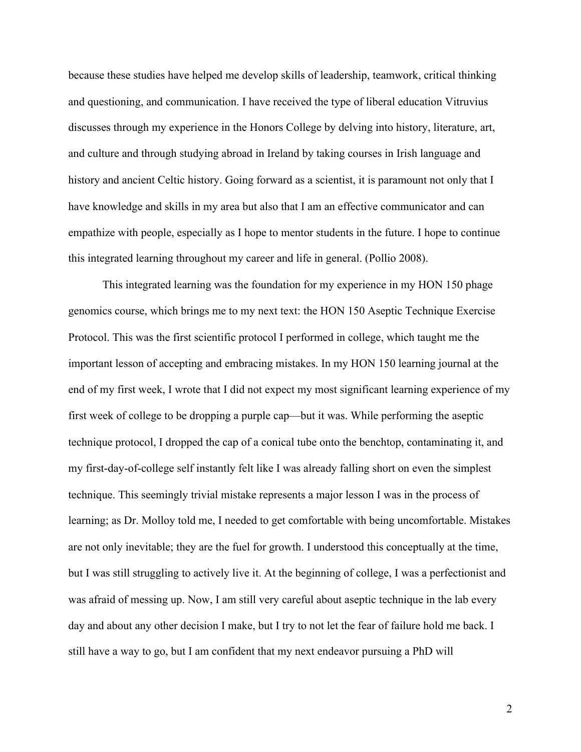because these studies have helped me develop skills of leadership, teamwork, critical thinking and questioning, and communication. I have received the type of liberal education Vitruvius discusses through my experience in the Honors College by delving into history, literature, art, and culture and through studying abroad in Ireland by taking courses in Irish language and history and ancient Celtic history. Going forward as a scientist, it is paramount not only that I have knowledge and skills in my area but also that I am an effective communicator and can empathize with people, especially as I hope to mentor students in the future. I hope to continue this integrated learning throughout my career and life in general. (Pollio 2008).

This integrated learning was the foundation for my experience in my HON 150 phage genomics course, which brings me to my next text: the HON 150 Aseptic Technique Exercise Protocol. This was the first scientific protocol I performed in college, which taught me the important lesson of accepting and embracing mistakes. In my HON 150 learning journal at the end of my first week, I wrote that I did not expect my most significant learning experience of my first week of college to be dropping a purple cap—but it was. While performing the aseptic technique protocol, I dropped the cap of a conical tube onto the benchtop, contaminating it, and my first-day-of-college self instantly felt like I was already falling short on even the simplest technique. This seemingly trivial mistake represents a major lesson I was in the process of learning; as Dr. Molloy told me, I needed to get comfortable with being uncomfortable. Mistakes are not only inevitable; they are the fuel for growth. I understood this conceptually at the time, but I was still struggling to actively live it. At the beginning of college, I was a perfectionist and was afraid of messing up. Now, I am still very careful about aseptic technique in the lab every day and about any other decision I make, but I try to not let the fear of failure hold me back. I still have a way to go, but I am confident that my next endeavor pursuing a PhD will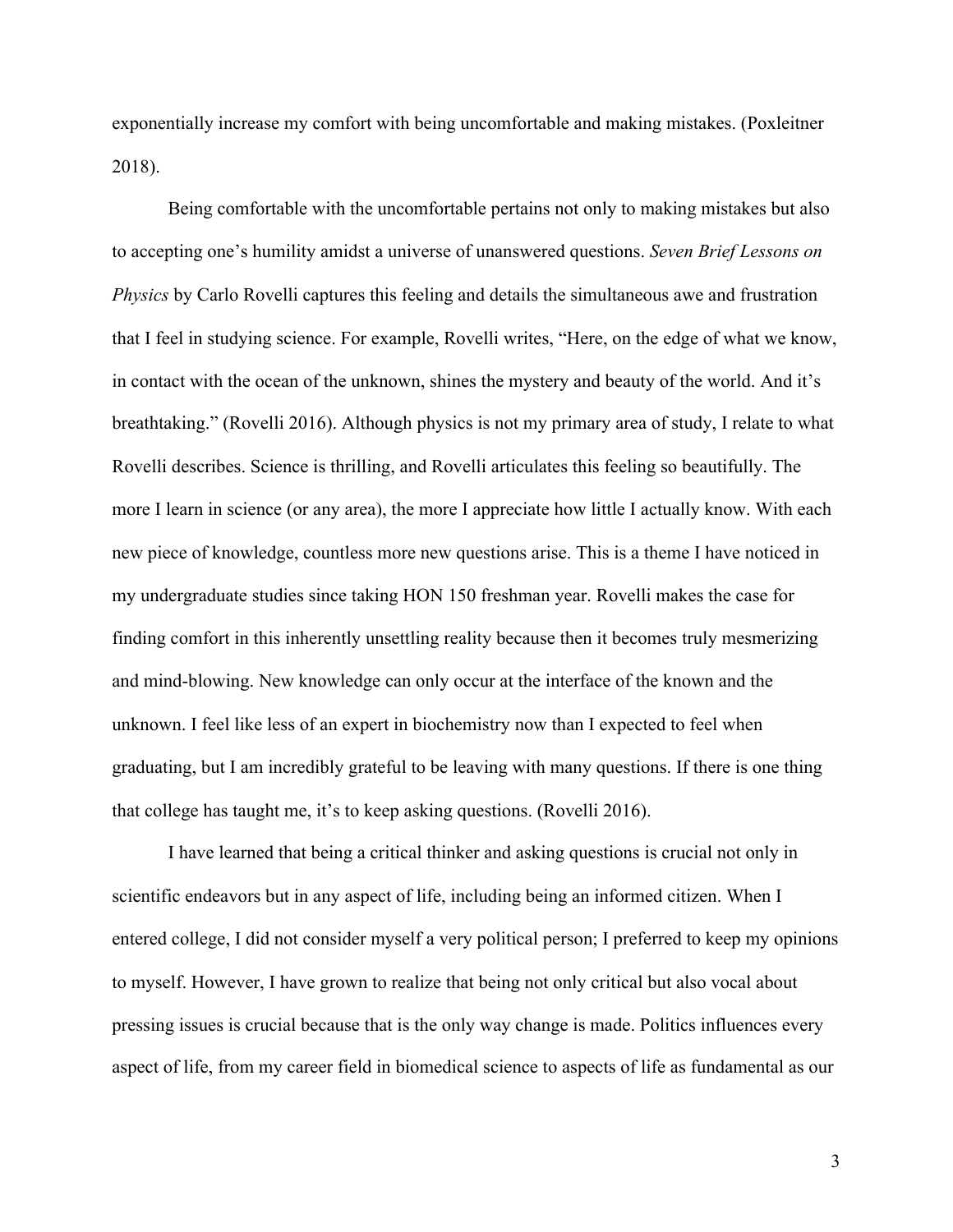exponentially increase my comfort with being uncomfortable and making mistakes. (Poxleitner 2018).

Being comfortable with the uncomfortable pertains not only to making mistakes but also to accepting one's humility amidst a universe of unanswered questions. *Seven Brief Lessons on Physics* by Carlo Rovelli captures this feeling and details the simultaneous awe and frustration that I feel in studying science. For example, Rovelli writes, "Here, on the edge of what we know, in contact with the ocean of the unknown, shines the mystery and beauty of the world. And it's breathtaking." (Rovelli 2016). Although physics is not my primary area of study, I relate to what Rovelli describes. Science is thrilling, and Rovelli articulates this feeling so beautifully. The more I learn in science (or any area), the more I appreciate how little I actually know. With each new piece of knowledge, countless more new questions arise. This is a theme I have noticed in my undergraduate studies since taking HON 150 freshman year. Rovelli makes the case for finding comfort in this inherently unsettling reality because then it becomes truly mesmerizing and mind-blowing. New knowledge can only occur at the interface of the known and the unknown. I feel like less of an expert in biochemistry now than I expected to feel when graduating, but I am incredibly grateful to be leaving with many questions. If there is one thing that college has taught me, it's to keep asking questions. (Rovelli 2016).

I have learned that being a critical thinker and asking questions is crucial not only in scientific endeavors but in any aspect of life, including being an informed citizen. When I entered college, I did not consider myself a very political person; I preferred to keep my opinions to myself. However, I have grown to realize that being not only critical but also vocal about pressing issues is crucial because that is the only way change is made. Politics influences every aspect of life, from my career field in biomedical science to aspects of life as fundamental as our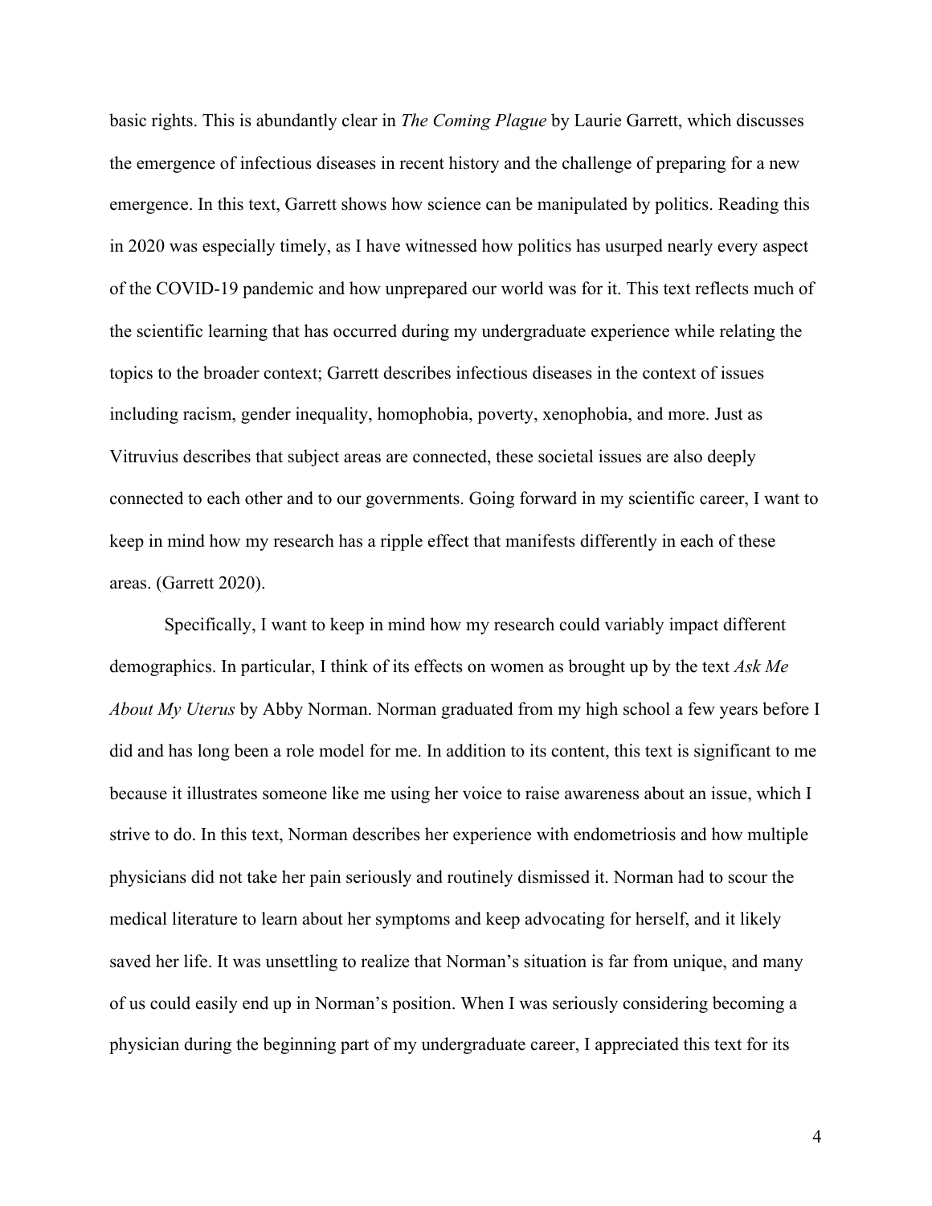basic rights. This is abundantly clear in *The Coming Plague* by Laurie Garrett, which discusses the emergence of infectious diseases in recent history and the challenge of preparing for a new emergence. In this text, Garrett shows how science can be manipulated by politics. Reading this in 2020 was especially timely, as I have witnessed how politics has usurped nearly every aspect of the COVID-19 pandemic and how unprepared our world was for it. This text reflects much of the scientific learning that has occurred during my undergraduate experience while relating the topics to the broader context; Garrett describes infectious diseases in the context of issues including racism, gender inequality, homophobia, poverty, xenophobia, and more. Just as Vitruvius describes that subject areas are connected, these societal issues are also deeply connected to each other and to our governments. Going forward in my scientific career, I want to keep in mind how my research has a ripple effect that manifests differently in each of these areas. (Garrett 2020).

Specifically, I want to keep in mind how my research could variably impact different demographics. In particular, I think of its effects on women as brought up by the text *Ask Me About My Uterus* by Abby Norman. Norman graduated from my high school a few years before I did and has long been a role model for me. In addition to its content, this text is significant to me because it illustrates someone like me using her voice to raise awareness about an issue, which I strive to do. In this text, Norman describes her experience with endometriosis and how multiple physicians did not take her pain seriously and routinely dismissed it. Norman had to scour the medical literature to learn about her symptoms and keep advocating for herself, and it likely saved her life. It was unsettling to realize that Norman's situation is far from unique, and many of us could easily end up in Norman's position. When I was seriously considering becoming a physician during the beginning part of my undergraduate career, I appreciated this text for its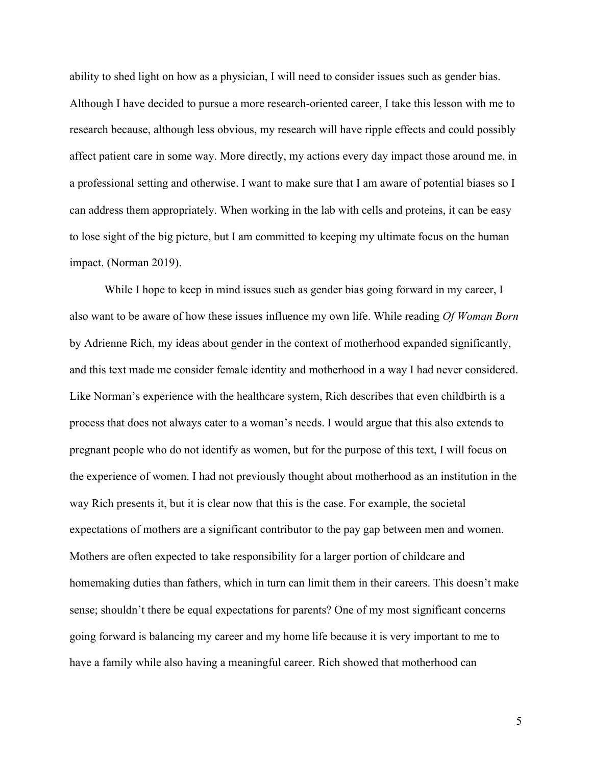ability to shed light on how as a physician, I will need to consider issues such as gender bias. Although I have decided to pursue a more research-oriented career, I take this lesson with me to research because, although less obvious, my research will have ripple effects and could possibly affect patient care in some way. More directly, my actions every day impact those around me, in a professional setting and otherwise. I want to make sure that I am aware of potential biases so I can address them appropriately. When working in the lab with cells and proteins, it can be easy to lose sight of the big picture, but I am committed to keeping my ultimate focus on the human impact. (Norman 2019).

While I hope to keep in mind issues such as gender bias going forward in my career, I also want to be aware of how these issues influence my own life. While reading *Of Woman Born* by Adrienne Rich, my ideas about gender in the context of motherhood expanded significantly, and this text made me consider female identity and motherhood in a way I had never considered. Like Norman's experience with the healthcare system, Rich describes that even childbirth is a process that does not always cater to a woman's needs. I would argue that this also extends to pregnant people who do not identify as women, but for the purpose of this text, I will focus on the experience of women. I had not previously thought about motherhood as an institution in the way Rich presents it, but it is clear now that this is the case. For example, the societal expectations of mothers are a significant contributor to the pay gap between men and women. Mothers are often expected to take responsibility for a larger portion of childcare and homemaking duties than fathers, which in turn can limit them in their careers. This doesn't make sense; shouldn't there be equal expectations for parents? One of my most significant concerns going forward is balancing my career and my home life because it is very important to me to have a family while also having a meaningful career. Rich showed that motherhood can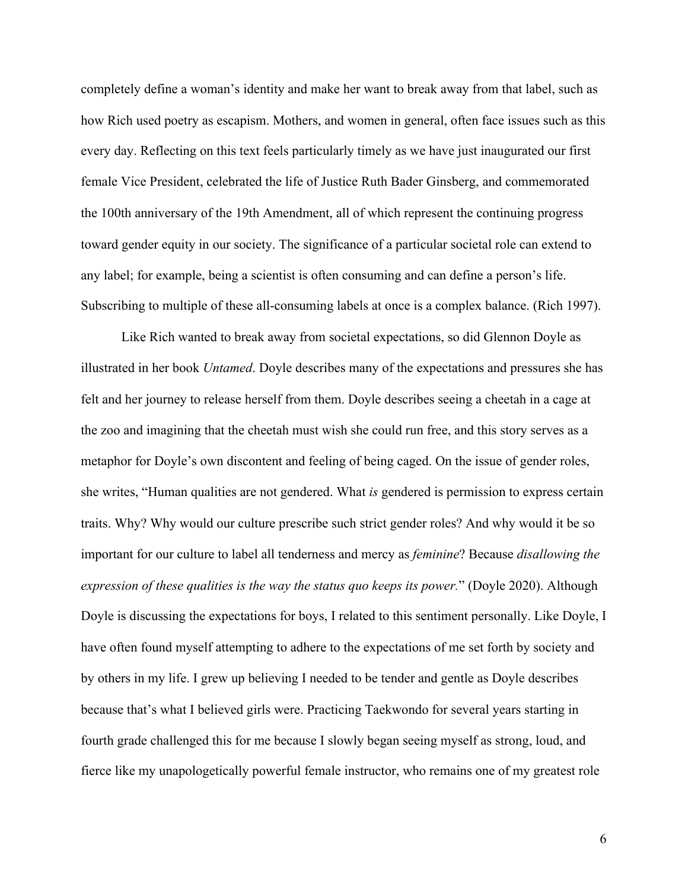completely define a woman's identity and make her want to break away from that label, such as how Rich used poetry as escapism. Mothers, and women in general, often face issues such as this every day. Reflecting on this text feels particularly timely as we have just inaugurated our first female Vice President, celebrated the life of Justice Ruth Bader Ginsberg, and commemorated the 100th anniversary of the 19th Amendment, all of which represent the continuing progress toward gender equity in our society. The significance of a particular societal role can extend to any label; for example, being a scientist is often consuming and can define a person's life. Subscribing to multiple of these all-consuming labels at once is a complex balance. (Rich 1997).

Like Rich wanted to break away from societal expectations, so did Glennon Doyle as illustrated in her book *Untamed*. Doyle describes many of the expectations and pressures she has felt and her journey to release herself from them. Doyle describes seeing a cheetah in a cage at the zoo and imagining that the cheetah must wish she could run free, and this story serves as a metaphor for Doyle's own discontent and feeling of being caged. On the issue of gender roles, she writes, "Human qualities are not gendered. What *is* gendered is permission to express certain traits. Why? Why would our culture prescribe such strict gender roles? And why would it be so important for our culture to label all tenderness and mercy as *feminine*? Because *disallowing the expression of these qualities is the way the status quo keeps its power.*" (Doyle 2020). Although Doyle is discussing the expectations for boys, I related to this sentiment personally. Like Doyle, I have often found myself attempting to adhere to the expectations of me set forth by society and by others in my life. I grew up believing I needed to be tender and gentle as Doyle describes because that's what I believed girls were. Practicing Taekwondo for several years starting in fourth grade challenged this for me because I slowly began seeing myself as strong, loud, and fierce like my unapologetically powerful female instructor, who remains one of my greatest role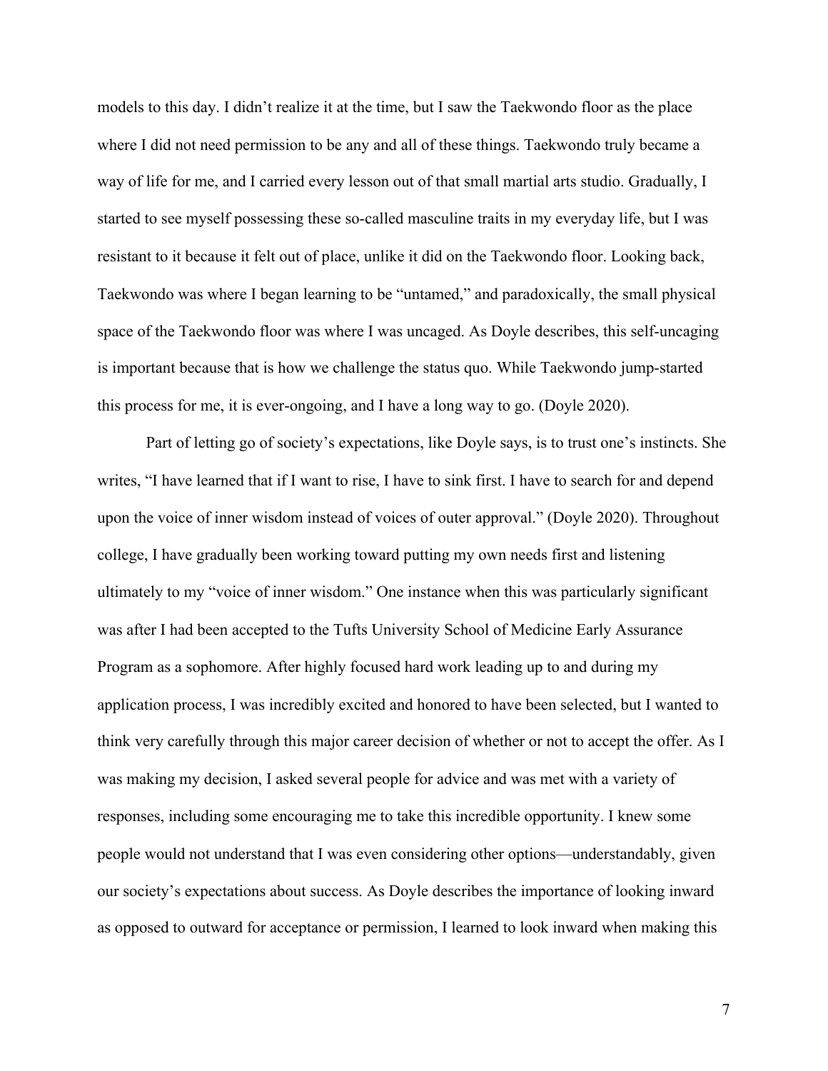models to this day. I didn't realize it at the time, but I saw the Taekwondo floor as the place where I did not need permission to be any and all of these things. Taekwondo truly became a way of life for me, and I carried every lesson out of that small martial arts studio. Gradually, I started to see myself possessing these so-called masculine traits in my everyday life, but I was resistant to it because it felt out of place, unlike it did on the Taekwondo floor. Looking back, Taekwondo was where I began learning to be "untamed," and paradoxically, the small physical space of the Taekwondo floor was where I was uncaged. As Doyle describes, this self-uncaging is important because that is how we challenge the status quo. While Taekwondo jump-started this process for me, it is ever-ongoing, and I have a long way to go. (Doyle 2020).

Part of letting go of society's expectations, like Doyle says, is to trust one's instincts. She writes, "I have learned that if I want to rise, I have to sink first. I have to search for and depend upon the voice of inner wisdom instead of voices of outer approval." (Doyle 2020). Throughout college, I have gradually been working toward putting my own needs first and listening ultimately to my "voice of inner wisdom." One instance when this was particularly significant was after I had been accepted to the Tufts University School of Medicine Early Assurance Program as a sophomore. After highly focused hard work leading up to and during my application process, I was incredibly excited and honored to have been selected, but I wanted to think very carefully through this major career decision of whether or not to accept the offer. As I was making my decision, I asked several people for advice and was met with a variety of responses, including some encouraging me to take this incredible opportunity. I knew some people would not understand that I was even considering other options—understandably, given our society's expectations about success. As Doyle describes the importance of looking inward as opposed to outward for acceptance or permission, I learned to look inward when making this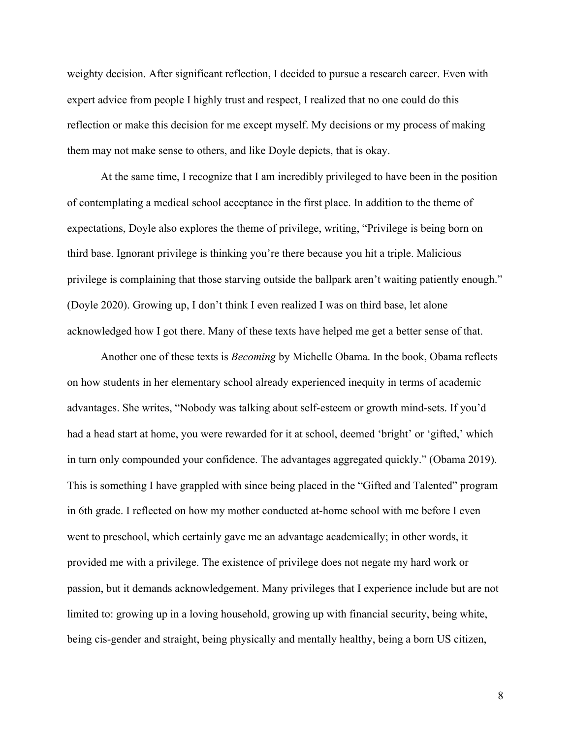weighty decision. After significant reflection, I decided to pursue a research career. Even with expert advice from people I highly trust and respect, I realized that no one could do this reflection or make this decision for me except myself. My decisions or my process of making them may not make sense to others, and like Doyle depicts, that is okay.

At the same time, I recognize that I am incredibly privileged to have been in the position of contemplating a medical school acceptance in the first place. In addition to the theme of expectations, Doyle also explores the theme of privilege, writing, "Privilege is being born on third base. Ignorant privilege is thinking you're there because you hit a triple. Malicious privilege is complaining that those starving outside the ballpark aren't waiting patiently enough." (Doyle 2020). Growing up, I don't think I even realized I was on third base, let alone acknowledged how I got there. Many of these texts have helped me get a better sense of that.

Another one of these texts is *Becoming* by Michelle Obama. In the book, Obama reflects on how students in her elementary school already experienced inequity in terms of academic advantages. She writes, "Nobody was talking about self-esteem or growth mind-sets. If you'd had a head start at home, you were rewarded for it at school, deemed 'bright' or 'gifted,' which in turn only compounded your confidence. The advantages aggregated quickly." (Obama 2019). This is something I have grappled with since being placed in the "Gifted and Talented" program in 6th grade. I reflected on how my mother conducted at-home school with me before I even went to preschool, which certainly gave me an advantage academically; in other words, it provided me with a privilege. The existence of privilege does not negate my hard work or passion, but it demands acknowledgement. Many privileges that I experience include but are not limited to: growing up in a loving household, growing up with financial security, being white, being cis-gender and straight, being physically and mentally healthy, being a born US citizen,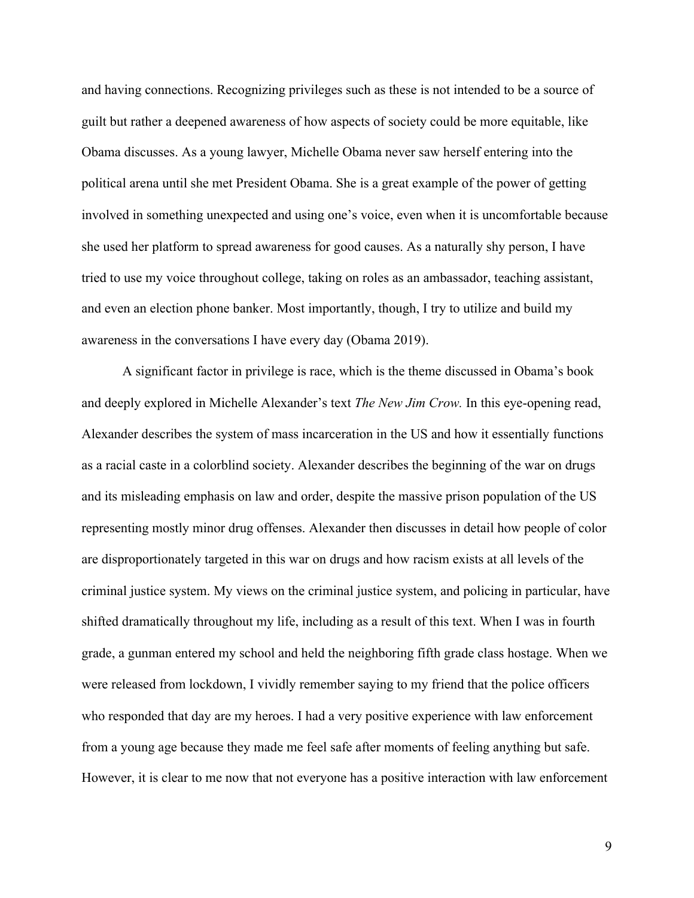and having connections. Recognizing privileges such as these is not intended to be a source of guilt but rather a deepened awareness of how aspects of society could be more equitable, like Obama discusses. As a young lawyer, Michelle Obama never saw herself entering into the political arena until she met President Obama. She is a great example of the power of getting involved in something unexpected and using one's voice, even when it is uncomfortable because she used her platform to spread awareness for good causes. As a naturally shy person, I have tried to use my voice throughout college, taking on roles as an ambassador, teaching assistant, and even an election phone banker. Most importantly, though, I try to utilize and build my awareness in the conversations I have every day (Obama 2019).

A significant factor in privilege is race, which is the theme discussed in Obama's book and deeply explored in Michelle Alexander's text *The New Jim Crow.* In this eye-opening read, Alexander describes the system of mass incarceration in the US and how it essentially functions as a racial caste in a colorblind society. Alexander describes the beginning of the war on drugs and its misleading emphasis on law and order, despite the massive prison population of the US representing mostly minor drug offenses. Alexander then discusses in detail how people of color are disproportionately targeted in this war on drugs and how racism exists at all levels of the criminal justice system. My views on the criminal justice system, and policing in particular, have shifted dramatically throughout my life, including as a result of this text. When I was in fourth grade, a gunman entered my school and held the neighboring fifth grade class hostage. When we were released from lockdown, I vividly remember saying to my friend that the police officers who responded that day are my heroes. I had a very positive experience with law enforcement from a young age because they made me feel safe after moments of feeling anything but safe. However, it is clear to me now that not everyone has a positive interaction with law enforcement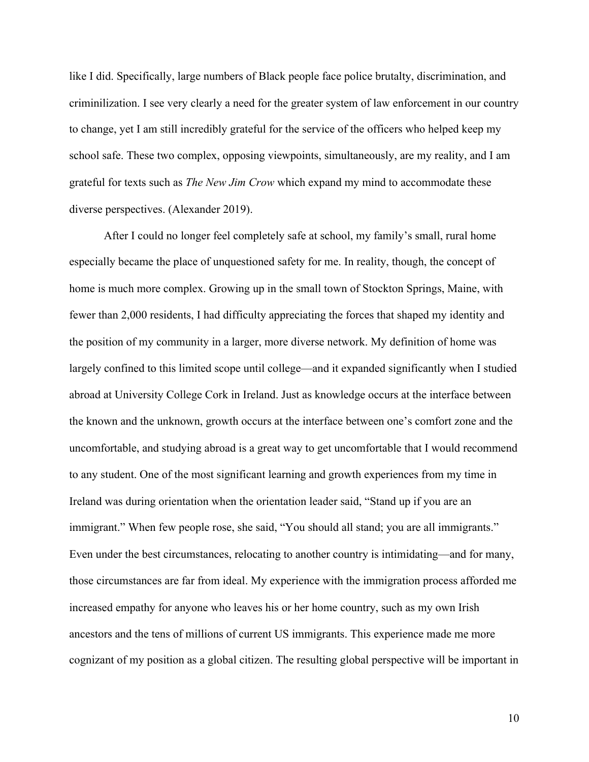like I did. Specifically, large numbers of Black people face police brutalty, discrimination, and criminilization. I see very clearly a need for the greater system of law enforcement in our country to change, yet I am still incredibly grateful for the service of the officers who helped keep my school safe. These two complex, opposing viewpoints, simultaneously, are my reality, and I am grateful for texts such as *The New Jim Crow* which expand my mind to accommodate these diverse perspectives. (Alexander 2019).

After I could no longer feel completely safe at school, my family's small, rural home especially became the place of unquestioned safety for me. In reality, though, the concept of home is much more complex. Growing up in the small town of Stockton Springs, Maine, with fewer than 2,000 residents, I had difficulty appreciating the forces that shaped my identity and the position of my community in a larger, more diverse network. My definition of home was largely confined to this limited scope until college—and it expanded significantly when I studied abroad at University College Cork in Ireland. Just as knowledge occurs at the interface between the known and the unknown, growth occurs at the interface between one's comfort zone and the uncomfortable, and studying abroad is a great way to get uncomfortable that I would recommend to any student. One of the most significant learning and growth experiences from my time in Ireland was during orientation when the orientation leader said, "Stand up if you are an immigrant." When few people rose, she said, "You should all stand; you are all immigrants." Even under the best circumstances, relocating to another country is intimidating—and for many, those circumstances are far from ideal. My experience with the immigration process afforded me increased empathy for anyone who leaves his or her home country, such as my own Irish ancestors and the tens of millions of current US immigrants. This experience made me more cognizant of my position as a global citizen. The resulting global perspective will be important in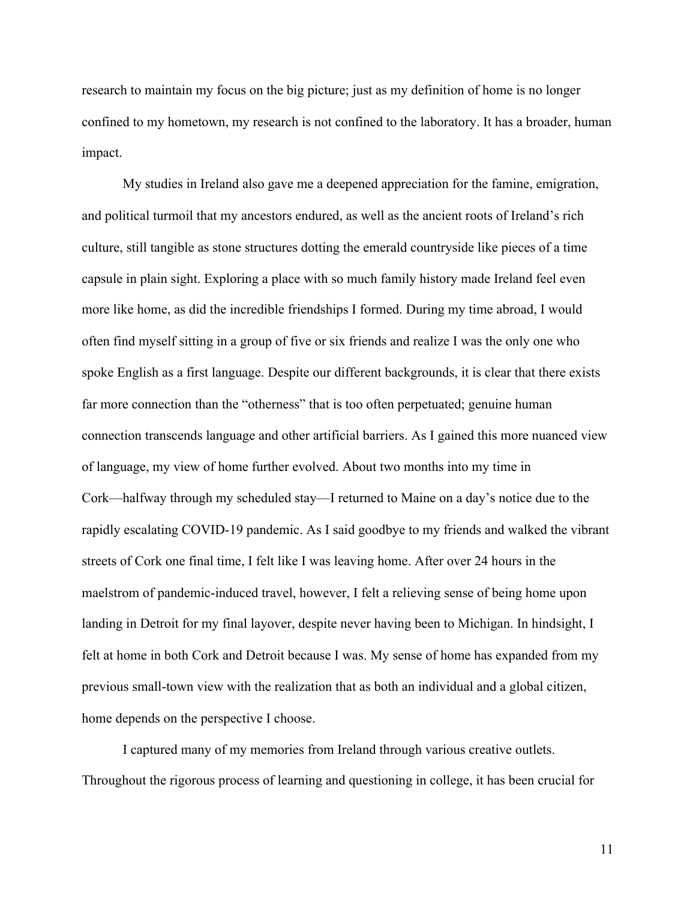research to maintain my focus on the big picture; just as my definition of home is no longer confined to my hometown, my research is not confined to the laboratory. It has a broader, human impact.

My studies in Ireland also gave me a deepened appreciation for the famine, emigration, and political turmoil that my ancestors endured, as well as the ancient roots of Ireland's rich culture, still tangible as stone structures dotting the emerald countryside like pieces of a time capsule in plain sight. Exploring a place with so much family history made Ireland feel even more like home, as did the incredible friendships I formed. During my time abroad, I would often find myself sitting in a group of five or six friends and realize I was the only one who spoke English as a first language. Despite our different backgrounds, it is clear that there exists far more connection than the "otherness" that is too often perpetuated; genuine human connection transcends language and other artificial barriers. As I gained this more nuanced view of language, my view of home further evolved. About two months into my time in Cork—halfway through my scheduled stay—I returned to Maine on a day's notice due to the rapidly escalating COVID-19 pandemic. As I said goodbye to my friends and walked the vibrant streets of Cork one final time, I felt like I was leaving home. After over 24 hours in the maelstrom of pandemic-induced travel, however, I felt a relieving sense of being home upon landing in Detroit for my final layover, despite never having been to Michigan. In hindsight, I felt at home in both Cork and Detroit because I was. My sense of home has expanded from my previous small-town view with the realization that as both an individual and a global citizen, home depends on the perspective I choose.

I captured many of my memories from Ireland through various creative outlets. Throughout the rigorous process of learning and questioning in college, it has been crucial for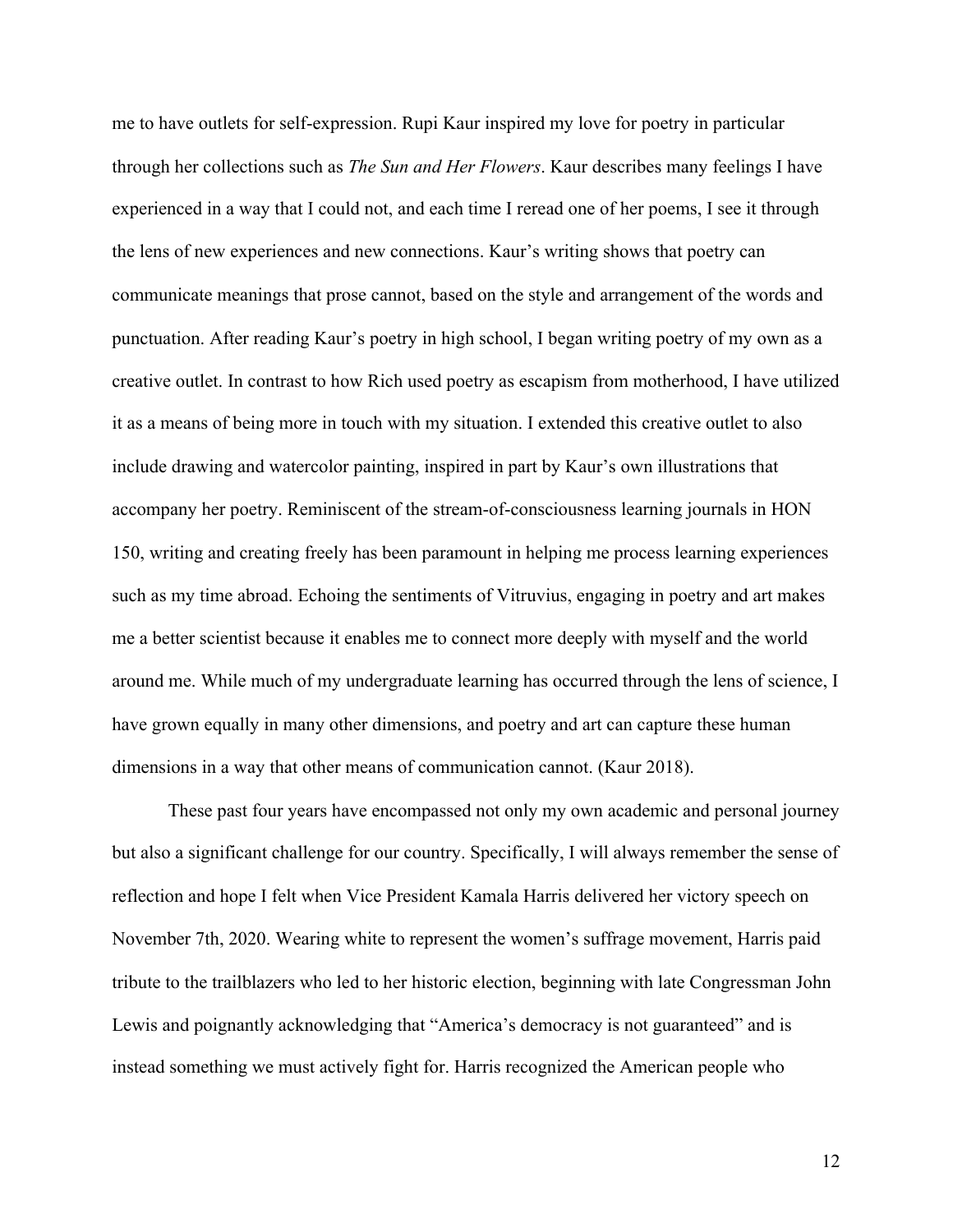me to have outlets for self-expression. Rupi Kaur inspired my love for poetry in particular through her collections such as *The Sun and Her Flowers*. Kaur describes many feelings I have experienced in a way that I could not, and each time I reread one of her poems, I see it through the lens of new experiences and new connections. Kaur's writing shows that poetry can communicate meanings that prose cannot, based on the style and arrangement of the words and punctuation. After reading Kaur's poetry in high school, I began writing poetry of my own as a creative outlet. In contrast to how Rich used poetry as escapism from motherhood, I have utilized it as a means of being more in touch with my situation. I extended this creative outlet to also include drawing and watercolor painting, inspired in part by Kaur's own illustrations that accompany her poetry. Reminiscent of the stream-of-consciousness learning journals in HON 150, writing and creating freely has been paramount in helping me process learning experiences such as my time abroad. Echoing the sentiments of Vitruvius, engaging in poetry and art makes me a better scientist because it enables me to connect more deeply with myself and the world around me. While much of my undergraduate learning has occurred through the lens of science, I have grown equally in many other dimensions, and poetry and art can capture these human dimensions in a way that other means of communication cannot. (Kaur 2018).

These past four years have encompassed not only my own academic and personal journey but also a significant challenge for our country. Specifically, I will always remember the sense of reflection and hope I felt when Vice President Kamala Harris delivered her victory speech on November 7th, 2020. Wearing white to represent the women's suffrage movement, Harris paid tribute to the trailblazers who led to her historic election, beginning with late Congressman John Lewis and poignantly acknowledging that "America's democracy is not guaranteed" and is instead something we must actively fight for. Harris recognized the American people who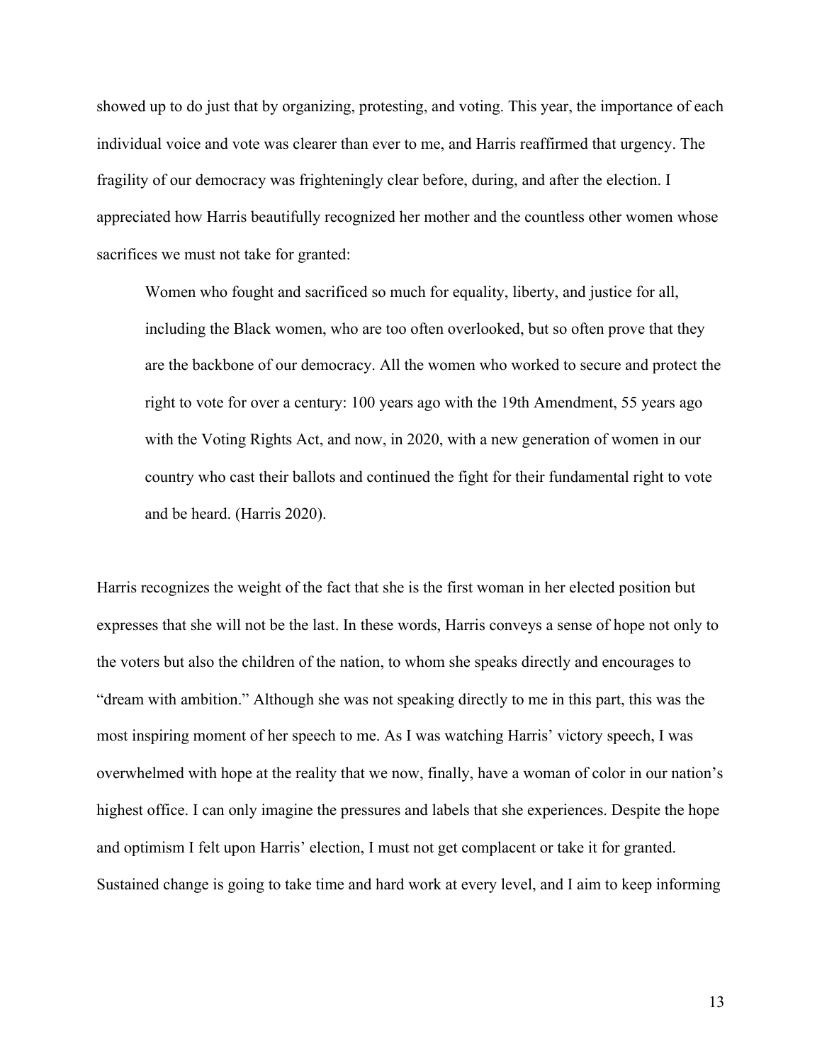showed up to do just that by organizing, protesting, and voting. This year, the importance of each individual voice and vote was clearer than ever to me, and Harris reaffirmed that urgency. The fragility of our democracy was frighteningly clear before, during, and after the election. I appreciated how Harris beautifully recognized her mother and the countless other women whose sacrifices we must not take for granted:

> Women who fought and sacrificed so much for equality, liberty, and justice for all, including the Black women, who are too often overlooked, but so often prove that they are the backbone of our democracy. All the women who worked to secure and protect the right to vote for over a century: 100 years ago with the 19th Amendment, 55 years ago with the Voting Rights Act, and now, in 2020, with a new generation of women in our country who cast their ballots and continued the fight for their fundamental right to vote and be heard. (Harris 2020).

Harris recognizes the weight of the fact that she is the first woman in her elected position but expresses that she will not be the last. In these words, Harris conveys a sense of hope not only to the voters but also the children of the nation, to whom she speaks directly and encourages to "dream with ambition." Although she was not speaking directly to me in this part, this was the most inspiring moment of her speech to me. As I was watching Harris' victory speech, I was overwhelmed with hope at the reality that we now, finally, have a woman of color in our nation's highest office. I can only imagine the pressures and labels that she experiences. Despite the hope and optimism I felt upon Harris' election, I must not get complacent or take it for granted. Sustained change is going to take time and hard work at every level, and I aim to keep informing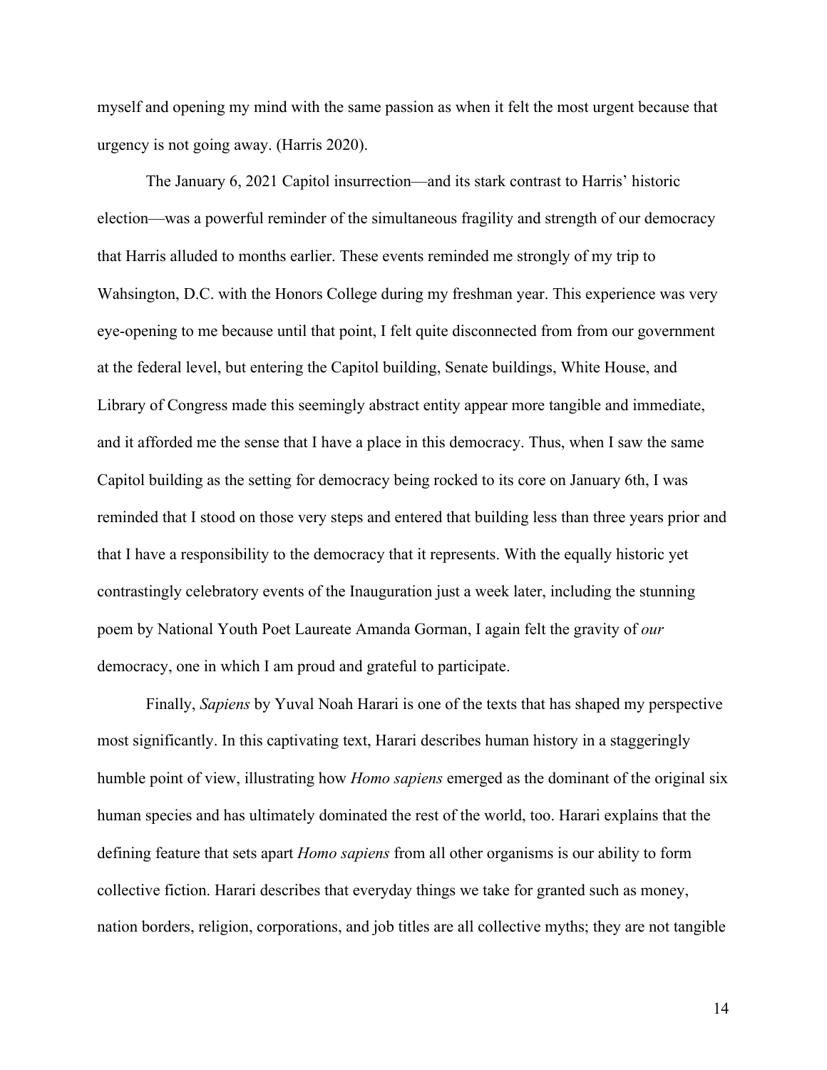myself and opening my mind with the same passion as when it felt the most urgent because that urgency is not going away. (Harris 2020).

The January 6, 2021 Capitol insurrection—and its stark contrast to Harris' historic election—was a powerful reminder of the simultaneous fragility and strength of our democracy that Harris alluded to months earlier. These events reminded me strongly of my trip to Wahsington, D.C. with the Honors College during my freshman year. This experience was very eye-opening to me because until that point, I felt quite disconnected from from our government at the federal level, but entering the Capitol building, Senate buildings, White House, and Library of Congress made this seemingly abstract entity appear more tangible and immediate, and it afforded me the sense that I have a place in this democracy. Thus, when I saw the same Capitol building as the setting for democracy being rocked to its core on January 6th, I was reminded that I stood on those very steps and entered that building less than three years prior and that I have a responsibility to the democracy that it represents. With the equally historic yet contrastingly celebratory events of the Inauguration just a week later, including the stunning poem by National Youth Poet Laureate Amanda Gorman, I again felt the gravity of *our* democracy, one in which I am proud and grateful to participate.

Finally, *Sapiens* by Yuval Noah Harari is one of the texts that has shaped my perspective most significantly. In this captivating text, Harari describes human history in a staggeringly humble point of view, illustrating how *Homo sapiens* emerged as the dominant of the original six human species and has ultimately dominated the rest of the world, too. Harari explains that the defining feature that sets apart *Homo sapiens* from all other organisms is our ability to form collective fiction. Harari describes that everyday things we take for granted such as money, nation borders, religion, corporations, and job titles are all collective myths; they are not tangible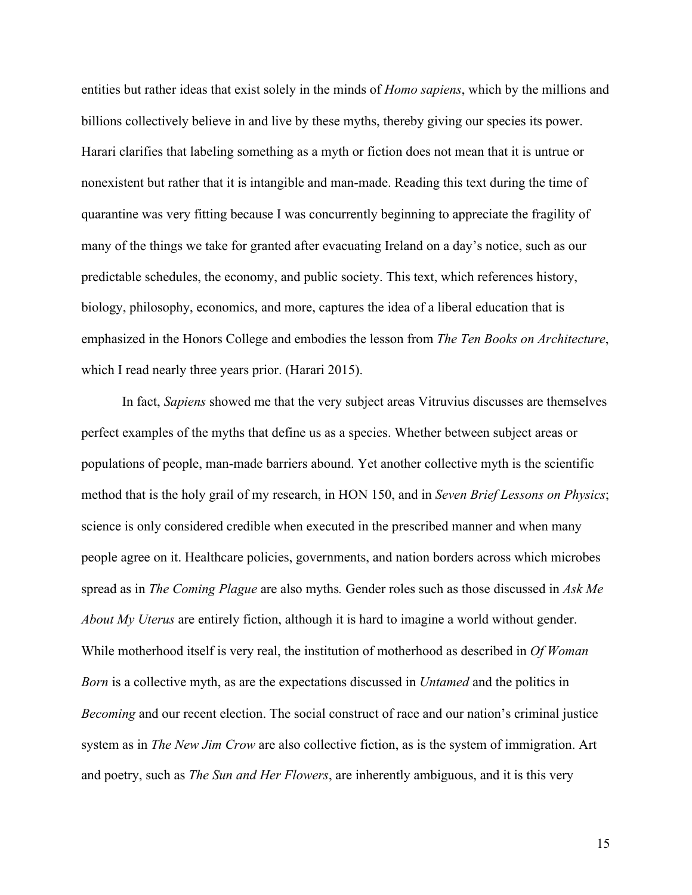entities but rather ideas that exist solely in the minds of *Homo sapiens*, which by the millions and billions collectively believe in and live by these myths, thereby giving our species its power. Harari clarifies that labeling something as a myth or fiction does not mean that it is untrue or nonexistent but rather that it is intangible and man-made. Reading this text during the time of quarantine was very fitting because I was concurrently beginning to appreciate the fragility of many of the things we take for granted after evacuating Ireland on a day's notice, such as our predictable schedules, the economy, and public society. This text, which references history, biology, philosophy, economics, and more, captures the idea of a liberal education that is emphasized in the Honors College and embodies the lesson from *The Ten Books on Architecture*, which I read nearly three years prior. (Harari 2015).

In fact, *Sapiens* showed me that the very subject areas Vitruvius discusses are themselves perfect examples of the myths that define us as a species. Whether between subject areas or populations of people, man-made barriers abound. Yet another collective myth is the scientific method that is the holy grail of my research, in HON 150, and in *Seven Brief Lessons on Physics*; science is only considered credible when executed in the prescribed manner and when many people agree on it. Healthcare policies, governments, and nation borders across which microbes spread as in *The Coming Plague* are also myths*.* Gender roles such as those discussed in *Ask Me About My Uterus* are entirely fiction, although it is hard to imagine a world without gender. While motherhood itself is very real, the institution of motherhood as described in *Of Woman Born* is a collective myth, as are the expectations discussed in *Untamed* and the politics in *Becoming* and our recent election. The social construct of race and our nation's criminal justice system as in *The New Jim Crow* are also collective fiction, as is the system of immigration. Art and poetry, such as *The Sun and Her Flowers*, are inherently ambiguous, and it is this very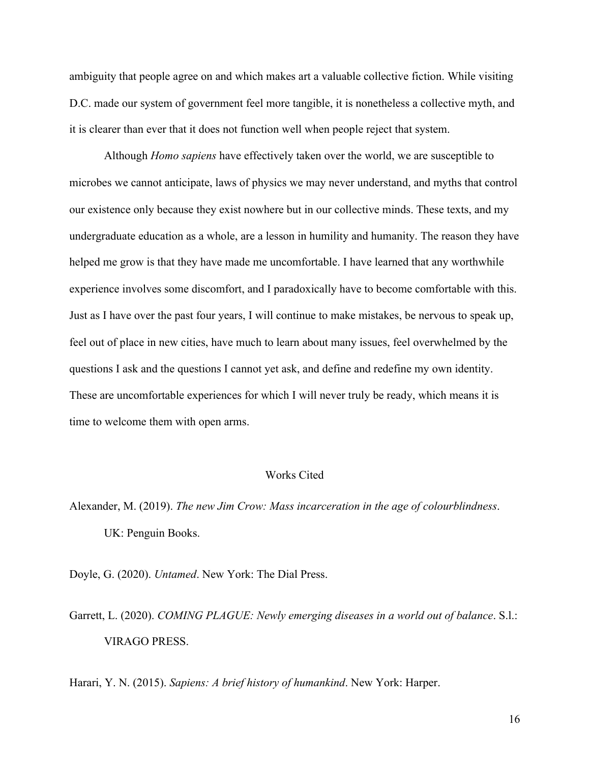ambiguity that people agree on and which makes art a valuable collective fiction. While visiting D.C. made our system of government feel more tangible, it is nonetheless a collective myth, and it is clearer than ever that it does not function well when people reject that system.

Although *Homo sapiens* have effectively taken over the world, we are susceptible to microbes we cannot anticipate, laws of physics we may never understand, and myths that control our existence only because they exist nowhere but in our collective minds. These texts, and my undergraduate education as a whole, are a lesson in humility and humanity. The reason they have helped me grow is that they have made me uncomfortable. I have learned that any worthwhile experience involves some discomfort, and I paradoxically have to become comfortable with this. Just as I have over the past four years, I will continue to make mistakes, be nervous to speak up, feel out of place in new cities, have much to learn about many issues, feel overwhelmed by the questions I ask and the questions I cannot yet ask, and define and redefine my own identity. These are uncomfortable experiences for which I will never truly be ready, which means it is time to welcome them with open arms.

## Works Cited

Alexander, M. (2019). *The new Jim Crow: Mass incarceration in the age of colourblindness*. UK: Penguin Books.

Doyle, G. (2020). *Untamed*. New York: The Dial Press.

Garrett, L. (2020). *COMING PLAGUE: Newly emerging diseases in a world out of balance*. S.l.: VIRAGO PRESS.

Harari, Y. N. (2015). *Sapiens: A brief history of humankind*. New York: Harper.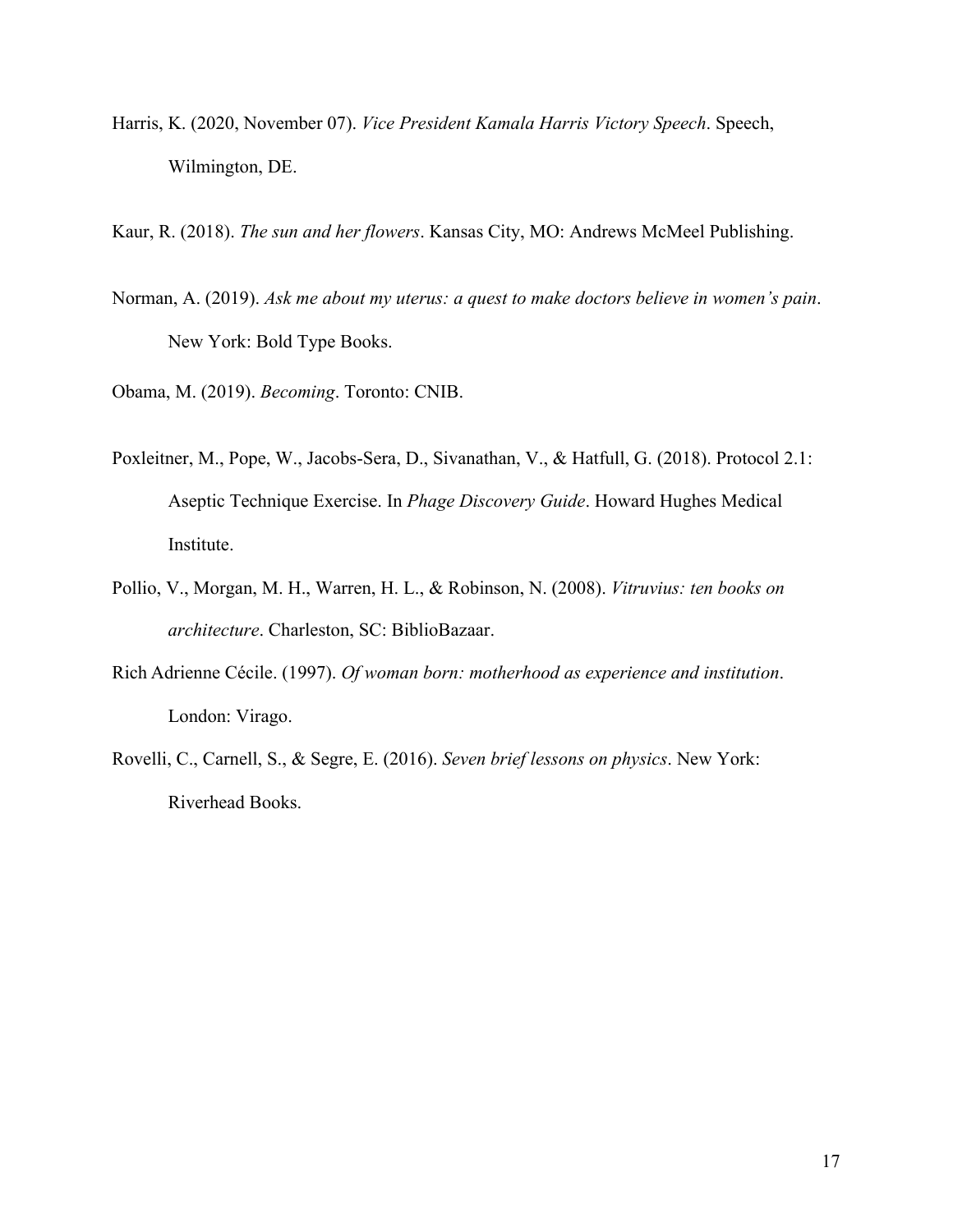Harris, K. (2020, November 07). *Vice President Kamala Harris Victory Speech*. Speech, Wilmington, DE.

Kaur, R. (2018). *The sun and her flowers*. Kansas City, MO: Andrews McMeel Publishing.

Norman, A. (2019). *Ask me about my uterus: a quest to make doctors believe in women's pain*. New York: Bold Type Books.

Obama, M. (2019). *Becoming*. Toronto: CNIB.

Poxleitner, M., Pope, W., Jacobs-Sera, D., Sivanathan, V., & Hatfull, G. (2018). Protocol 2.1: Aseptic Technique Exercise. In *Phage Discovery Guide*. Howard Hughes Medical Institute.

Pollio, V., Morgan, M. H., Warren, H. L., & Robinson, N. (2008). *Vitruvius: ten books on architecture*. Charleston, SC: BiblioBazaar.

Rich Adrienne Cécile. (1997). *Of woman born: motherhood as experience and institution*. London: Virago.

Rovelli, C., Carnell, S., & Segre, E. (2016). *Seven brief lessons on physics*. New York: Riverhead Books.